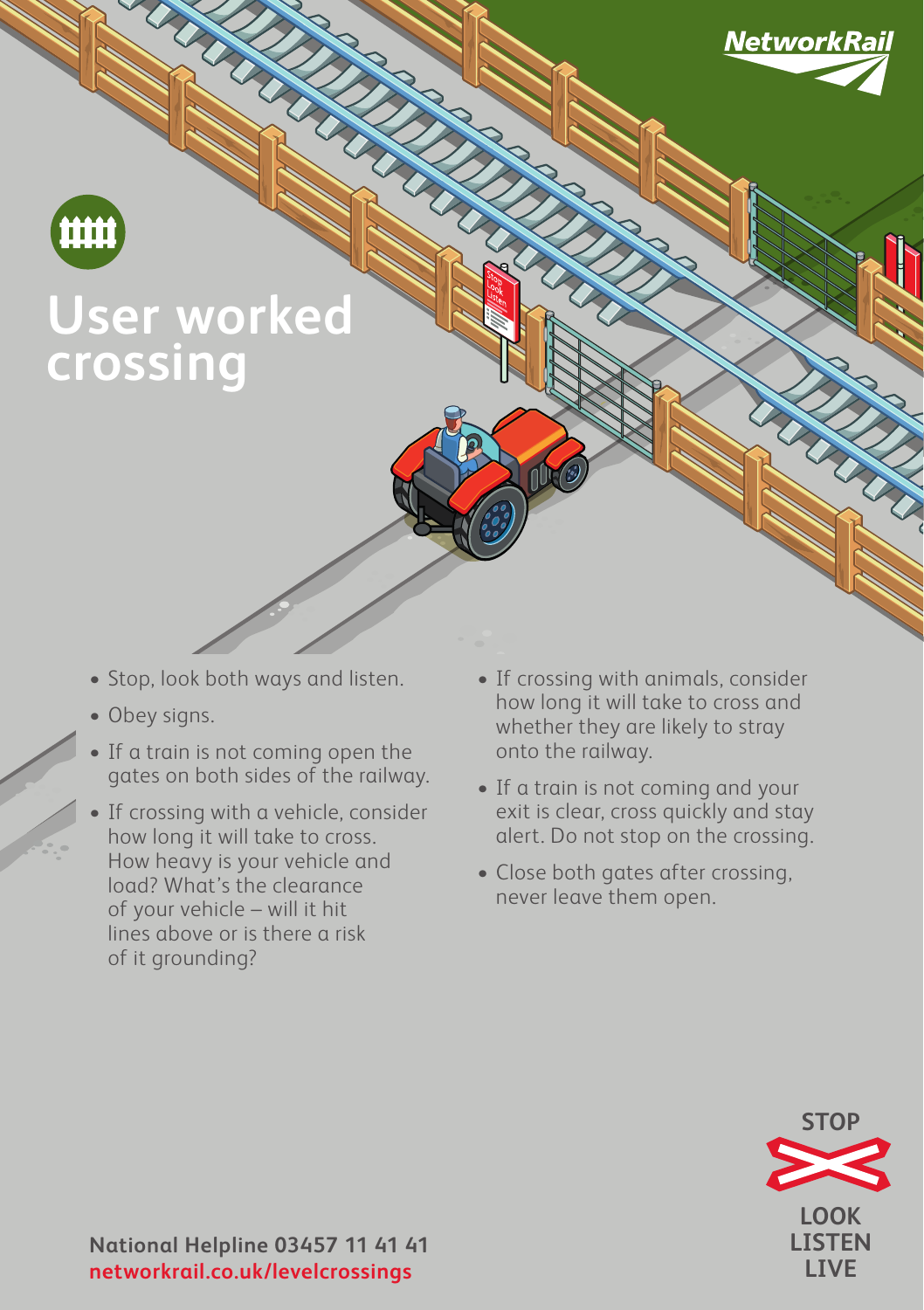# User worked crossing

- Stop, look both ways and listen.
- Obey signs.
- If a train is not coming open the gates on both sides of the railway.
- If crossing with a vehicle, consider how long it will take to cross. How heavy is your vehicle and load? What's the clearance of your vehicle – will it hit lines above or is there a risk of it grounding?
- If crossing with animals, consider how long it will take to cross and whether they are likely to stray onto the railway.
- If a train is not coming and your exit is clear, cross quickly and stay alert. Do not stop on the crossing.
- Close both gates after crossing, never leave them open.

**STOP LOOK LISTEN LIVE**

**National Helpline 03457 11 41 41**
**networkrail.co.uk/levelcrossings**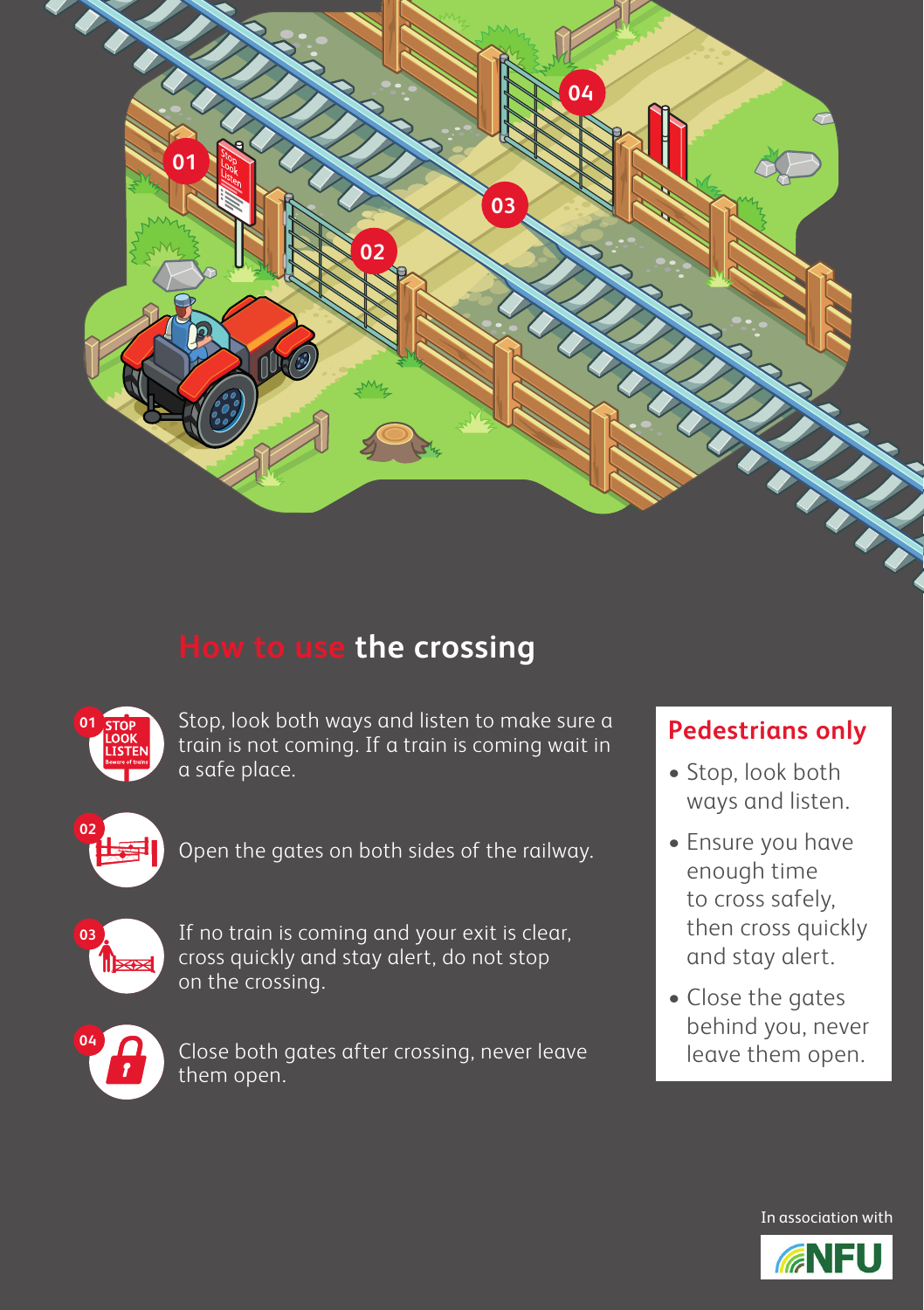## How to use the crossing

01 Stop, look both ways and listen to make sure a train is not coming. If a train is coming wait in a safe place.

02 Open the gates on both sides of the railway.

03 If no train is coming and your exit is clear, cross quickly and stay alert, do not stop on the crossing.

04 Close both gates after crossing, never leave them open.

### Pedestrians only

- Stop, look both ways and listen.
- Ensure you have enough time to cross safely, then cross quickly and stay alert.
- Close the gates behind you, never leave them open.

In association with NFU